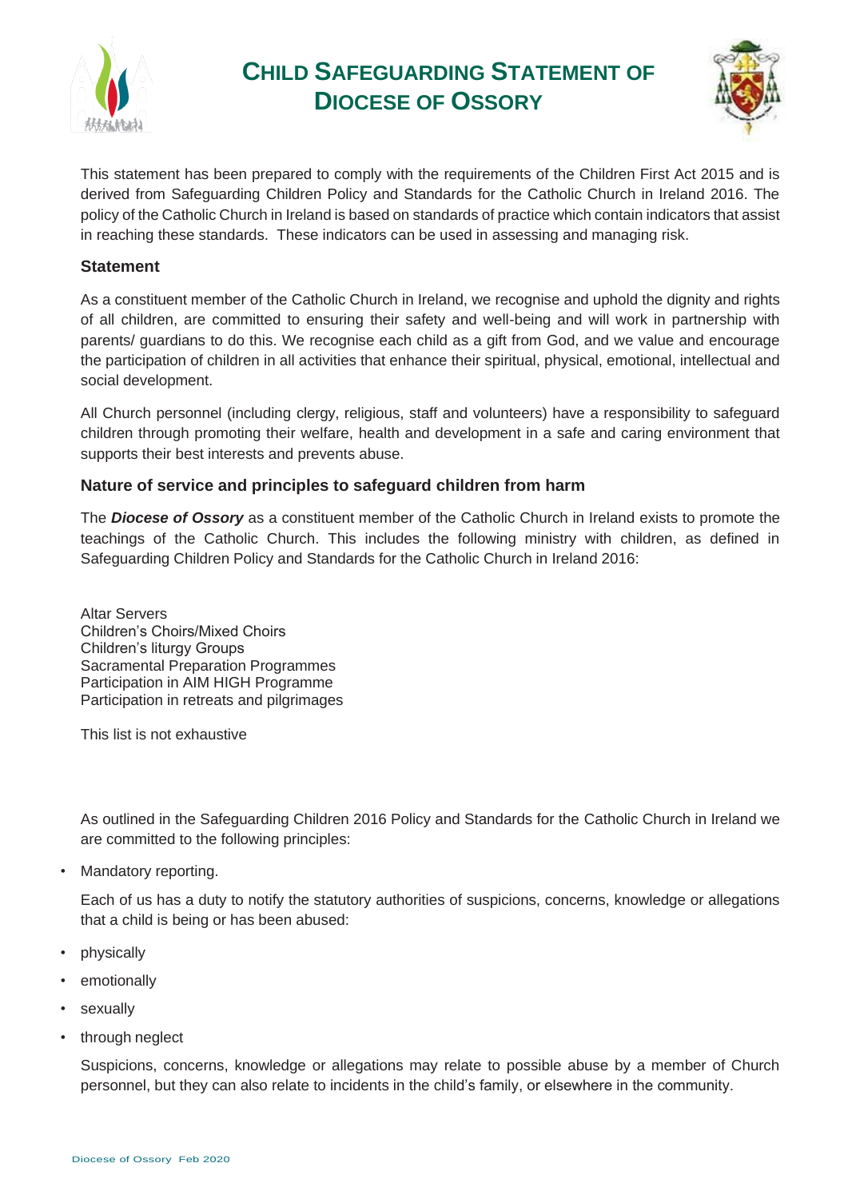# CHILD SAFEGUARDING STATEMENT OF DIOCESE OF OSSORY

This statement has been prepared to comply with the requirements of the Children First Act 2015 and is derived from Safeguarding Children Policy and Standards for the Catholic Church in Ireland 2016. The policy of the Catholic Church in Ireland is based on standards of practice which contain indicators that assist in reaching these standards. These indicators can be used in assessing and managing risk.

### Statement

As a constituent member of the Catholic Church in Ireland, we recognise and uphold the dignity and rights of all children, are committed to ensuring their safety and well-being and will work in partnership with parents/ guardians to do this. We recognise each child as a gift from God, and we value and encourage the participation of children in all activities that enhance their spiritual, physical, emotional, intellectual and social development.

All Church personnel (including clergy, religious, staff and volunteers) have a responsibility to safeguard children through promoting their welfare, health and development in a safe and caring environment that supports their best interests and prevents abuse.

### Nature of service and principles to safeguard children from harm

The ***Diocese of Ossory*** as a constituent member of the Catholic Church in Ireland exists to promote the teachings of the Catholic Church. This includes the following ministry with children, as defined in Safeguarding Children Policy and Standards for the Catholic Church in Ireland 2016:

Altar Servers  
Children's Choirs/Mixed Choirs  
Children's liturgy Groups  
Sacramental Preparation Programmes  
Participation in AIM HIGH Programme  
Participation in retreats and pilgrimages

This list is not exhaustive

As outlined in the Safeguarding Children 2016 Policy and Standards for the Catholic Church in Ireland we are committed to the following principles:

- Mandatory reporting.

  Each of us has a duty to notify the statutory authorities of suspicions, concerns, knowledge or allegations that a child is being or has been abused:

- physically
- emotionally
- sexually
- through neglect

  Suspicions, concerns, knowledge or allegations may relate to possible abuse by a member of Church personnel, but they can also relate to incidents in the child's family, or elsewhere in the community.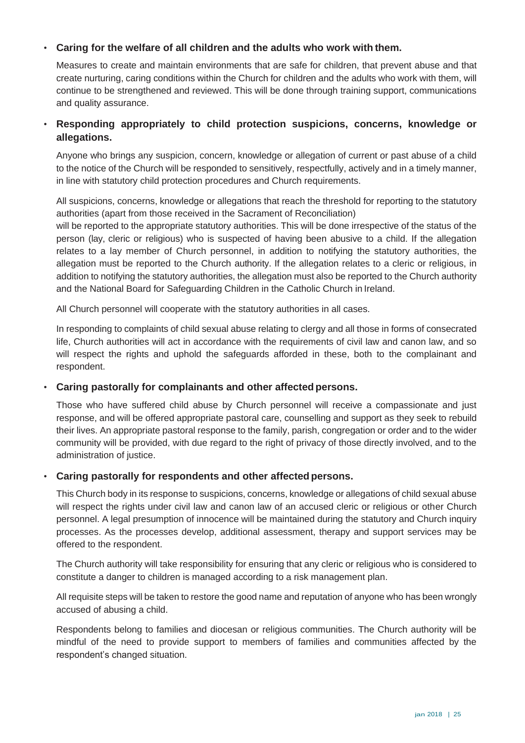- **Caring for the welfare of all children and the adults who work with them.**

  Measures to create and maintain environments that are safe for children, that prevent abuse and that create nurturing, caring conditions within the Church for children and the adults who work with them, will continue to be strengthened and reviewed. This will be done through training support, communications and quality assurance.

- **Responding appropriately to child protection suspicions, concerns, knowledge or allegations.**

  Anyone who brings any suspicion, concern, knowledge or allegation of current or past abuse of a child to the notice of the Church will be responded to sensitively, respectfully, actively and in a timely manner, in line with statutory child protection procedures and Church requirements.

  All suspicions, concerns, knowledge or allegations that reach the threshold for reporting to the statutory authorities (apart from those received in the Sacrament of Reconciliation) will be reported to the appropriate statutory authorities. This will be done irrespective of the status of the person (lay, cleric or religious) who is suspected of having been abusive to a child. If the allegation relates to a lay member of Church personnel, in addition to notifying the statutory authorities, the allegation must be reported to the Church authority. If the allegation relates to a cleric or religious, in addition to notifying the statutory authorities, the allegation must also be reported to the Church authority and the National Board for Safeguarding Children in the Catholic Church in Ireland.

  All Church personnel will cooperate with the statutory authorities in all cases.

  In responding to complaints of child sexual abuse relating to clergy and all those in forms of consecrated life, Church authorities will act in accordance with the requirements of civil law and canon law, and so will respect the rights and uphold the safeguards afforded in these, both to the complainant and respondent.

- **Caring pastorally for complainants and other affected persons.**

  Those who have suffered child abuse by Church personnel will receive a compassionate and just response, and will be offered appropriate pastoral care, counselling and support as they seek to rebuild their lives. An appropriate pastoral response to the family, parish, congregation or order and to the wider community will be provided, with due regard to the right of privacy of those directly involved, and to the administration of justice.

- **Caring pastorally for respondents and other affected persons.**

  This Church body in its response to suspicions, concerns, knowledge or allegations of child sexual abuse will respect the rights under civil law and canon law of an accused cleric or religious or other Church personnel. A legal presumption of innocence will be maintained during the statutory and Church inquiry processes. As the processes develop, additional assessment, therapy and support services may be offered to the respondent.

  The Church authority will take responsibility for ensuring that any cleric or religious who is considered to constitute a danger to children is managed according to a risk management plan.

  All requisite steps will be taken to restore the good name and reputation of anyone who has been wrongly accused of abusing a child.

  Respondents belong to families and diocesan or religious communities. The Church authority will be mindful of the need to provide support to members of families and communities affected by the respondent's changed situation.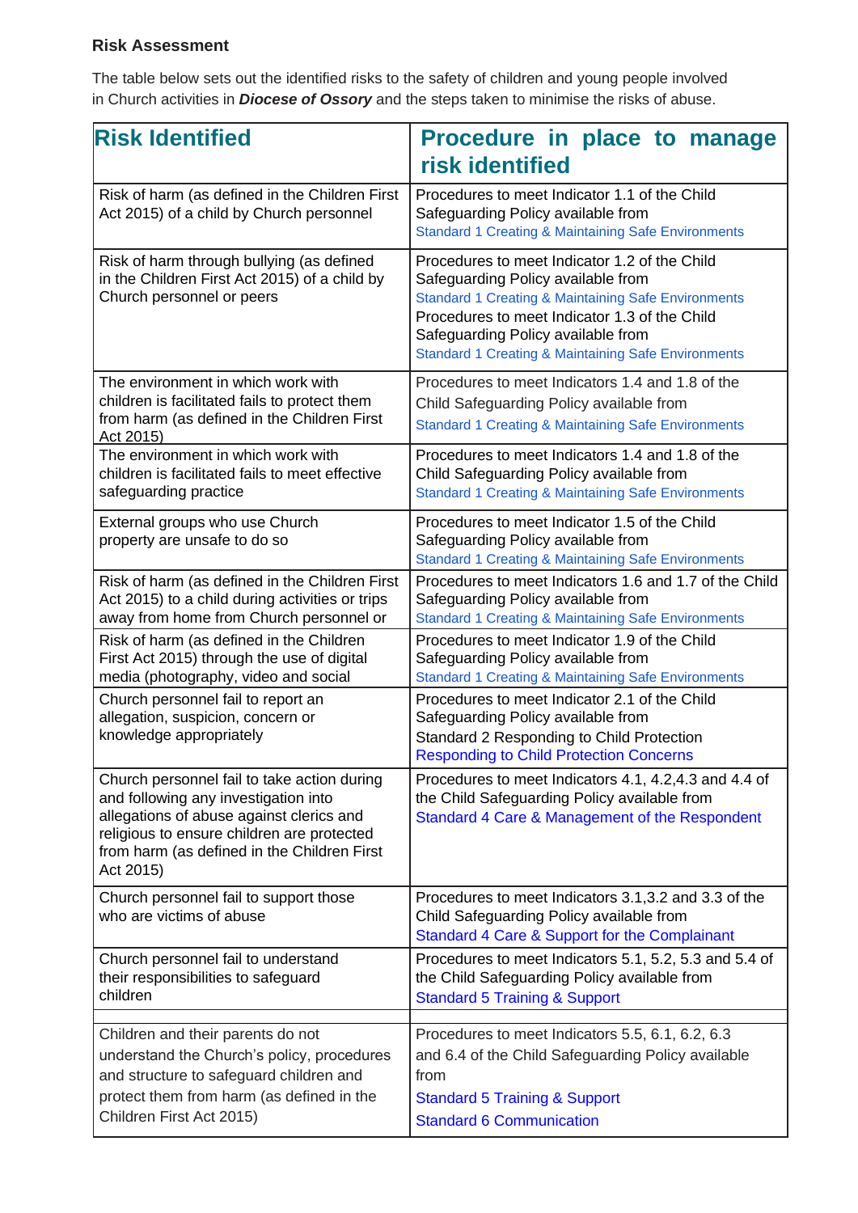**Risk Assessment**

The table below sets out the identified risks to the safety of children and young people involved in Church activities in ***Diocese of Ossory*** and the steps taken to minimise the risks of abuse.

| Risk Identified | Procedure in place to manage risk identified |
|---|---|
| Risk of harm (as defined in the Children First Act 2015) of a child by Church personnel | Procedures to meet Indicator 1.1 of the Child Safeguarding Policy available from Standard 1 Creating & Maintaining Safe Environments |
| Risk of harm through bullying (as defined in the Children First Act 2015) of a child by Church personnel or peers | Procedures to meet Indicator 1.2 of the Child Safeguarding Policy available from Standard 1 Creating & Maintaining Safe Environments Procedures to meet Indicator 1.3 of the Child Safeguarding Policy available from Standard 1 Creating & Maintaining Safe Environments |
| The environment in which work with children is facilitated fails to protect them from harm (as defined in the Children First Act 2015) | Procedures to meet Indicators 1.4 and 1.8 of the Child Safeguarding Policy available from Standard 1 Creating & Maintaining Safe Environments |
| The environment in which work with children is facilitated fails to meet effective safeguarding practice | Procedures to meet Indicators 1.4 and 1.8 of the Child Safeguarding Policy available from Standard 1 Creating & Maintaining Safe Environments |
| External groups who use Church property are unsafe to do so | Procedures to meet Indicator 1.5 of the Child Safeguarding Policy available from Standard 1 Creating & Maintaining Safe Environments |
| Risk of harm (as defined in the Children First Act 2015) to a child during activities or trips away from home from Church personnel or | Procedures to meet Indicators 1.6 and 1.7 of the Child Safeguarding Policy available from Standard 1 Creating & Maintaining Safe Environments |
| Risk of harm (as defined in the Children First Act 2015) through the use of digital media (photography, video and social | Procedures to meet Indicator 1.9 of the Child Safeguarding Policy available from Standard 1 Creating & Maintaining Safe Environments |
| Church personnel fail to report an allegation, suspicion, concern or knowledge appropriately | Procedures to meet Indicator 2.1 of the Child Safeguarding Policy available from Standard 2 Responding to Child Protection Responding to Child Protection Concerns |
| Church personnel fail to take action during and following any investigation into allegations of abuse against clerics and religious to ensure children are protected from harm (as defined in the Children First Act 2015) | Procedures to meet Indicators 4.1, 4.2,4.3 and 4.4 of the Child Safeguarding Policy available from Standard 4 Care & Management of the Respondent |
| Church personnel fail to support those who are victims of abuse | Procedures to meet Indicators 3.1,3.2 and 3.3 of the Child Safeguarding Policy available from Standard 4 Care & Support for the Complainant |
| Church personnel fail to understand their responsibilities to safeguard children | Procedures to meet Indicators 5.1, 5.2, 5.3 and 5.4 of the Child Safeguarding Policy available from Standard 5 Training & Support |
| | |
| Children and their parents do not understand the Church's policy, procedures and structure to safeguard children and protect them from harm (as defined in the Children First Act 2015) | Procedures to meet Indicators 5.5, 6.1, 6.2, 6.3 and 6.4 of the Child Safeguarding Policy available from Standard 5 Training & Support Standard 6 Communication |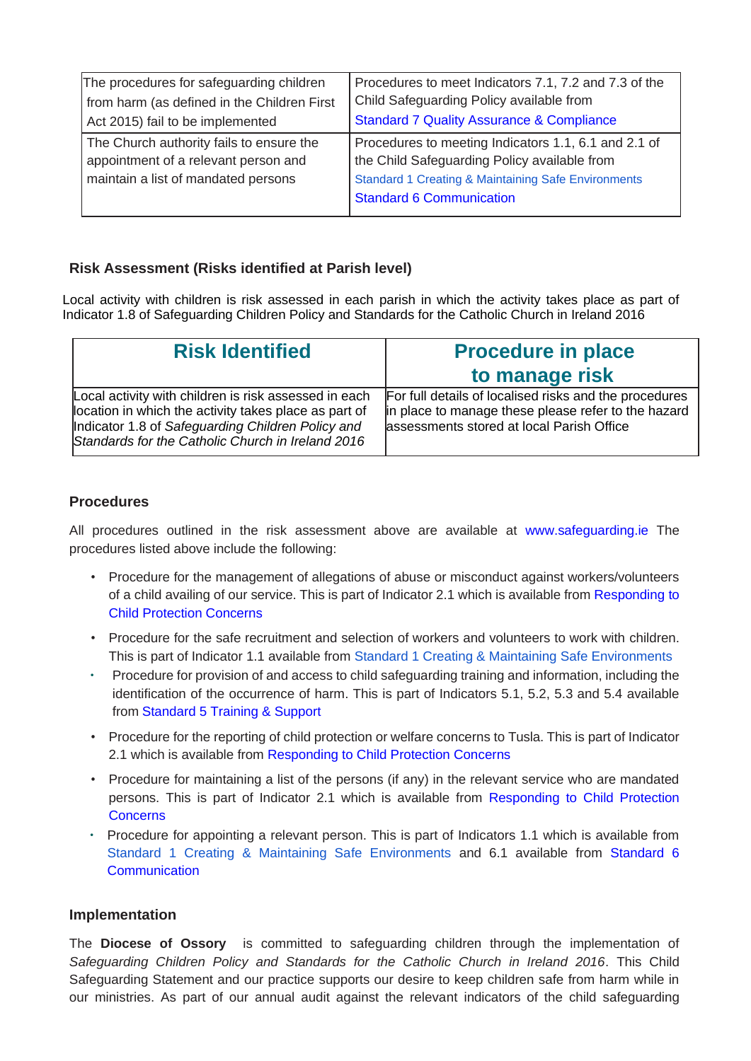| The procedures for safeguarding children from harm (as defined in the Children First Act 2015) fail to be implemented | Procedures to meet Indicators 7.1, 7.2 and 7.3 of the Child Safeguarding Policy available from Standard 7 Quality Assurance & Compliance |
|---|---|
| The Church authority fails to ensure the appointment of a relevant person and maintain a list of mandated persons | Procedures to meeting Indicators 1.1, 6.1 and 2.1 of the Child Safeguarding Policy available from Standard 1 Creating & Maintaining Safe Environments Standard 6 Communication |

### Risk Assessment (Risks identified at Parish level)

Local activity with children is risk assessed in each parish in which the activity takes place as part of Indicator 1.8 of Safeguarding Children Policy and Standards for the Catholic Church in Ireland 2016

| Risk Identified | Procedure in place to manage risk |
|---|---|
| Local activity with children is risk assessed in each location in which the activity takes place as part of Indicator 1.8 of *Safeguarding Children Policy and Standards for the Catholic Church in Ireland 2016* | For full details of localised risks and the procedures in place to manage these please refer to the hazard assessments stored at local Parish Office |

### Procedures

All procedures outlined in the risk assessment above are available at www.safeguarding.ie The procedures listed above include the following:

- Procedure for the management of allegations of abuse or misconduct against workers/volunteers of a child availing of our service. This is part of Indicator 2.1 which is available from Responding to Child Protection Concerns
- Procedure for the safe recruitment and selection of workers and volunteers to work with children. This is part of Indicator 1.1 available from Standard 1 Creating & Maintaining Safe Environments
- Procedure for provision of and access to child safeguarding training and information, including the identification of the occurrence of harm. This is part of Indicators 5.1, 5.2, 5.3 and 5.4 available from Standard 5 Training & Support
- Procedure for the reporting of child protection or welfare concerns to Tusla. This is part of Indicator 2.1 which is available from Responding to Child Protection Concerns
- Procedure for maintaining a list of the persons (if any) in the relevant service who are mandated persons. This is part of Indicator 2.1 which is available from Responding to Child Protection Concerns
- Procedure for appointing a relevant person. This is part of Indicators 1.1 which is available from Standard 1 Creating & Maintaining Safe Environments and 6.1 available from Standard 6 Communication

### Implementation

The **Diocese of Ossory** is committed to safeguarding children through the implementation of *Safeguarding Children Policy and Standards for the Catholic Church in Ireland 2016*. This Child Safeguarding Statement and our practice supports our desire to keep children safe from harm while in our ministries. As part of our annual audit against the relevant indicators of the child safeguarding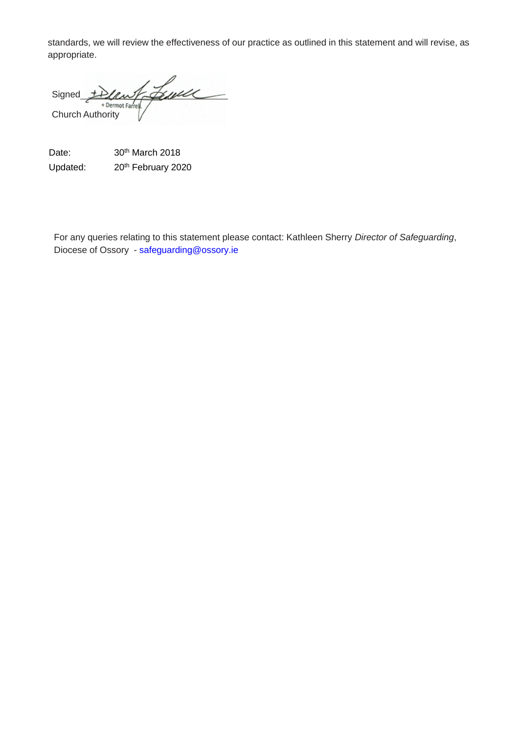standards, we will review the effectiveness of our practice as outlined in this statement and will revise, as appropriate.

Signed ______________
+ Dermot Farrell
Church Authority

Date: 30th March 2018
Updated: 20th February 2020

For any queries relating to this statement please contact: Kathleen Sherry *Director of Safeguarding*, Diocese of Ossory - safeguarding@ossory.ie